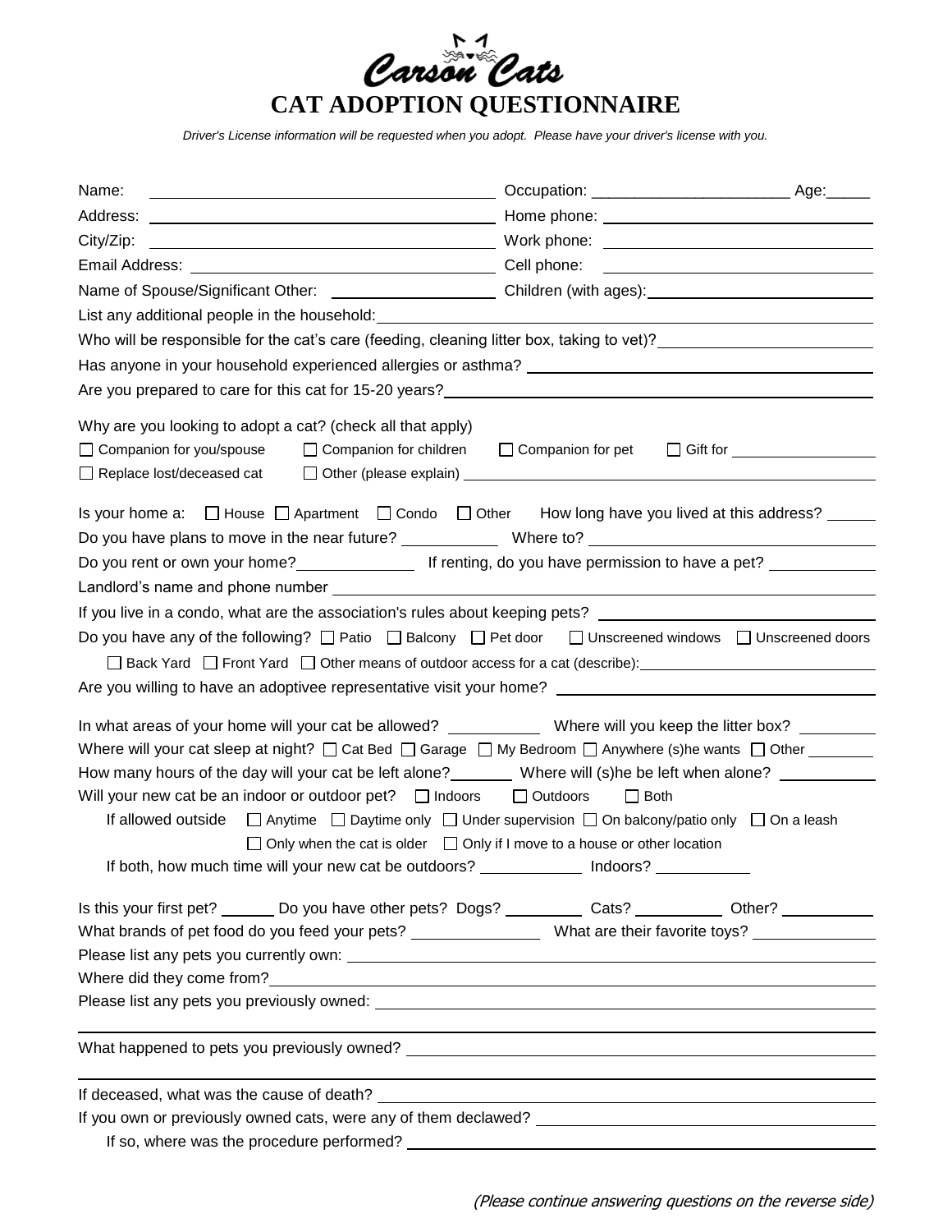Carson Cats

# CAT ADOPTION QUESTIONNAIRE

*Driver's License information will be requested when you adopt. Please have your driver's license with you.*

Name: \_\_\_\_\_\_\_\_\_\_\_\_\_\_\_\_\_\_\_\_ Occupation: \_\_\_\_\_\_\_\_\_\_\_\_\_\_\_\_\_\_\_\_\_\_ Age:\_\_\_\_\_

Address: \_\_\_\_\_\_\_\_\_\_\_\_\_\_\_\_\_\_\_\_ Home phone: \_\_\_\_\_\_\_\_\_\_\_\_\_\_\_\_\_\_\_\_

City/Zip: \_\_\_\_\_\_\_\_\_\_\_\_\_\_\_\_\_\_\_\_ Work phone: \_\_\_\_\_\_\_\_\_\_\_\_\_\_\_\_\_\_\_\_

Email Address: \_\_\_\_\_\_\_\_\_\_\_\_\_\_\_\_\_\_\_\_ Cell phone: \_\_\_\_\_\_\_\_\_\_\_\_\_\_\_\_\_\_\_\_

Name of Spouse/Significant Other: \_\_\_\_\_\_\_\_\_\_\_\_\_\_\_\_\_\_\_\_ Children (with ages): \_\_\_\_\_\_\_\_\_\_\_\_\_\_\_\_\_\_\_\_

List any additional people in the household: \_\_\_\_\_\_\_\_\_\_\_\_\_\_\_\_\_\_\_\_

Who will be responsible for the cat's care (feeding, cleaning litter box, taking to vet)? \_\_\_\_\_\_\_\_\_\_\_\_\_\_\_\_\_\_\_\_

Has anyone in your household experienced allergies or asthma? \_\_\_\_\_\_\_\_\_\_\_\_\_\_\_\_\_\_\_\_

Are you prepared to care for this cat for 15-20 years? \_\_\_\_\_\_\_\_\_\_\_\_\_\_\_\_\_\_\_\_

Why are you looking to adopt a cat? (check all that apply)

☐ Companion for you/spouse ☐ Companion for children ☐ Companion for pet ☐ Gift for \_\_\_\_\_\_\_\_\_\_\_\_\_\_\_\_\_\_\_\_

☐ Replace lost/deceased cat ☐ Other (please explain) \_\_\_\_\_\_\_\_\_\_\_\_\_\_\_\_\_\_\_\_

Is your home a: ☐ House ☐ Apartment ☐ Condo ☐ Other How long have you lived at this address? \_\_\_\_\_\_

Do you have plans to move in the near future? \_\_\_\_\_\_\_\_\_\_\_\_ Where to? \_\_\_\_\_\_\_\_\_\_\_\_\_\_\_\_\_\_\_\_

Do you rent or own your home? \_\_\_\_\_\_\_\_\_\_\_\_ If renting, do you have permission to have a pet? \_\_\_\_\_\_\_\_\_\_\_\_

Landlord's name and phone number \_\_\_\_\_\_\_\_\_\_\_\_\_\_\_\_\_\_\_\_

If you live in a condo, what are the association's rules about keeping pets? \_\_\_\_\_\_\_\_\_\_\_\_\_\_\_\_\_\_\_\_

Do you have any of the following? ☐ Patio ☐ Balcony ☐ Pet door ☐ Unscreened windows ☐ Unscreened doors

☐ Back Yard ☐ Front Yard ☐ Other means of outdoor access for a cat (describe): \_\_\_\_\_\_\_\_\_\_\_\_\_\_\_\_\_\_\_\_

Are you willing to have an adoptivee representative visit your home? \_\_\_\_\_\_\_\_\_\_\_\_\_\_\_\_\_\_\_\_

In what areas of your home will your cat be allowed? \_\_\_\_\_\_\_\_\_\_\_\_ Where will you keep the litter box? \_\_\_\_\_\_\_\_\_\_

Where will your cat sleep at night? ☐ Cat Bed ☐ Garage ☐ My Bedroom ☐ Anywhere (s)he wants ☐ Other \_\_\_\_\_\_\_\_

How many hours of the day will your cat be left alone? \_\_\_\_\_\_\_\_ Where will (s)he be left when alone? \_\_\_\_\_\_\_\_\_\_\_\_

Will your new cat be an indoor or outdoor pet? ☐ Indoors ☐ Outdoors ☐ Both

If allowed outside ☐ Anytime ☐ Daytime only ☐ Under supervision ☐ On balcony/patio only ☐ On a leash

☐ Only when the cat is older ☐ Only if I move to a house or other location

If both, how much time will your new cat be outdoors? \_\_\_\_\_\_\_\_\_\_\_\_ Indoors? \_\_\_\_\_\_\_\_\_\_\_\_

Is this your first pet? \_\_\_\_\_\_\_ Do you have other pets? Dogs? \_\_\_\_\_\_\_\_\_\_ Cats? \_\_\_\_\_\_\_\_\_\_\_ Other? \_\_\_\_\_\_\_\_\_\_\_\_

What brands of pet food do you feed your pets? \_\_\_\_\_\_\_\_\_\_\_\_\_\_\_\_ What are their favorite toys? \_\_\_\_\_\_\_\_\_\_\_\_\_\_\_\_

Please list any pets you currently own: \_\_\_\_\_\_\_\_\_\_\_\_\_\_\_\_\_\_\_\_

Where did they come from? \_\_\_\_\_\_\_\_\_\_\_\_\_\_\_\_\_\_\_\_

Please list any pets you previously owned: \_\_\_\_\_\_\_\_\_\_\_\_\_\_\_\_\_\_\_\_

\_\_\_\_\_\_\_\_\_\_\_\_\_\_\_\_\_\_\_\_

What happened to pets you previously owned? \_\_\_\_\_\_\_\_\_\_\_\_\_\_\_\_\_\_\_\_

\_\_\_\_\_\_\_\_\_\_\_\_\_\_\_\_\_\_\_\_

If deceased, what was the cause of death? \_\_\_\_\_\_\_\_\_\_\_\_\_\_\_\_\_\_\_\_

If you own or previously owned cats, were any of them declawed? \_\_\_\_\_\_\_\_\_\_\_\_\_\_\_\_\_\_\_\_

If so, where was the procedure performed? \_\_\_\_\_\_\_\_\_\_\_\_\_\_\_\_\_\_\_\_

*(Please continue answering questions on the reverse side)*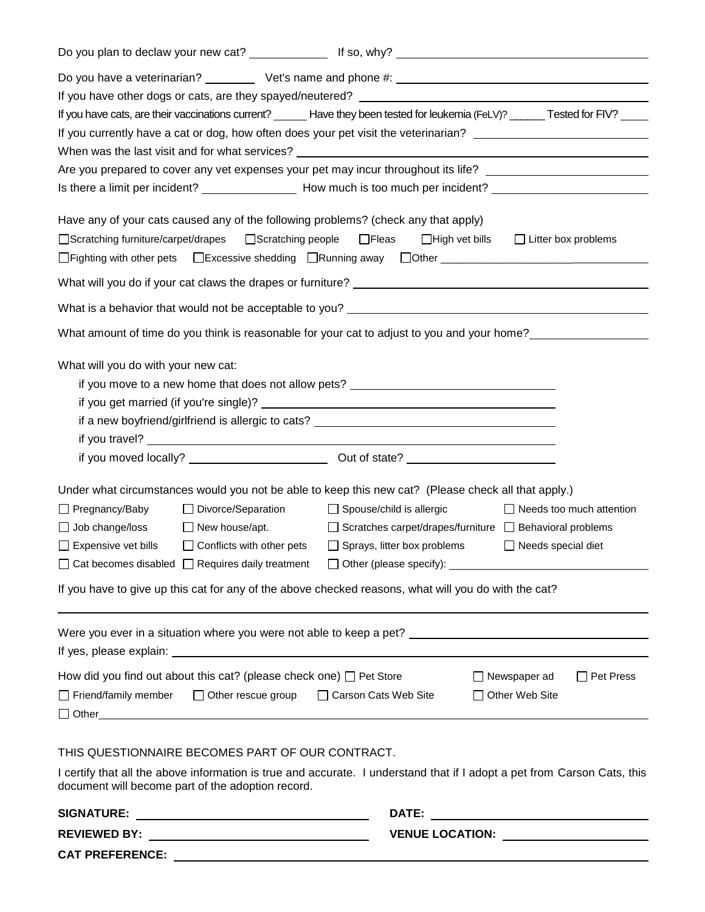Do you plan to declaw your new cat? ____________ If so, why? ______________________________________

Do you have a veterinarian? ________ Vet's name and phone #: ______________________________________

If you have other dogs or cats, are they spayed/neutered? ______________________________________

If you have cats, are their vaccinations current? ______ Have they been tested for leukemia (FeLV)? ______ Tested for FIV? _____

If you currently have a cat or dog, how often does your pet visit the veterinarian? ___________________________

When was the last visit and for what services? ______________________________________

Are you prepared to cover any vet expenses your pet may incur throughout its life? ___________________________

Is there a limit per incident? _______________ How much is too much per incident? _______________________

Have any of your cats caused any of the following problems? (check any that apply)

☐ Scratching furniture/carpet/drapes ☐ Scratching people ☐ Fleas ☐ High vet bills ☐ Litter box problems

☐ Fighting with other pets ☐ Excessive shedding ☐ Running away ☐ Other ______________________

What will you do if your cat claws the drapes or furniture? ______________________________________

What is a behavior that would not be acceptable to you? ______________________________________

What amount of time do you think is reasonable for your cat to adjust to you and your home? ________________

What will you do with your new cat:

- if you move to a new home that does not allow pets? ______________________________
- if you get married (if you're single)? ______________________________
- if a new boyfriend/girlfriend is allergic to cats? ______________________________
- if you travel? ______________________________
- if you moved locally? ______________________ Out of state? ______________________

Under what circumstances would you not be able to keep this new cat? (Please check all that apply.)

☐ Pregnancy/Baby ☐ Divorce/Separation ☐ Spouse/child is allergic ☐ Needs too much attention

☐ Job change/loss ☐ New house/apt. ☐ Scratches carpet/drapes/furniture ☐ Behavioral problems

☐ Expensive vet bills ☐ Conflicts with other pets ☐ Sprays, litter box problems ☐ Needs special diet

☐ Cat becomes disabled ☐ Requires daily treatment ☐ Other (please specify): ______________________

If you have to give up this cat for any of the above checked reasons, what will you do with the cat?

______________________________________________________________________________

Were you ever in a situation where you were not able to keep a pet? ______________________________________

If yes, please explain: ______________________________________________________________

How did you find out about this cat? (please check one) ☐ Pet Store ☐ Newspaper ad ☐ Pet Press

☐ Friend/family member ☐ Other rescue group ☐ Carson Cats Web Site ☐ Other Web Site

☐ Other______________________________________________________________

THIS QUESTIONNAIRE BECOMES PART OF OUR CONTRACT.

I certify that all the above information is true and accurate. I understand that if I adopt a pet from Carson Cats, this document will become part of the adoption record.

**SIGNATURE:** ______________________________ **DATE:** ______________________________

**REVIEWED BY:** ______________________________ **VENUE LOCATION:** ______________________

**CAT PREFERENCE:** ______________________________________________________________